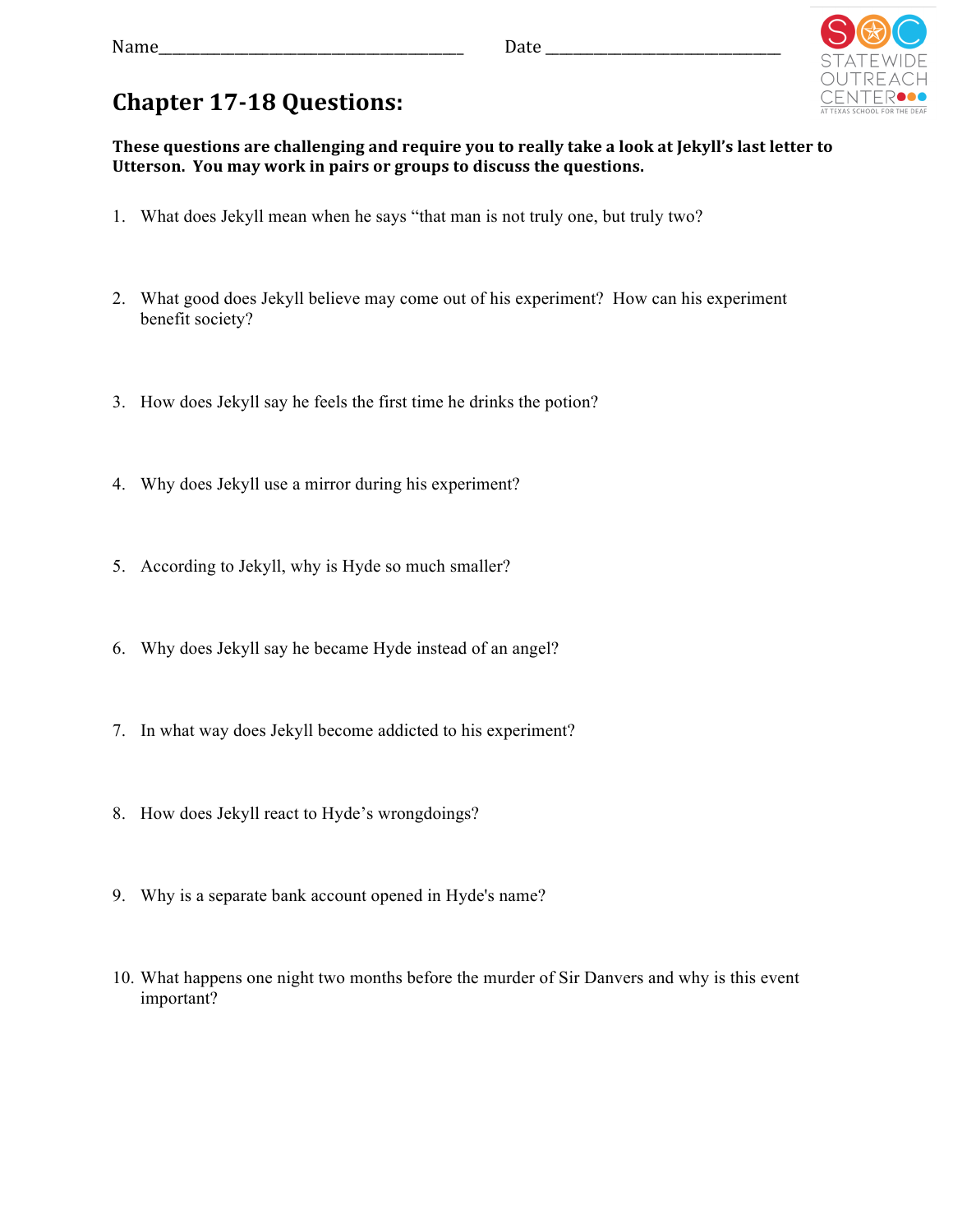Name_______________________________ Date _________________________

# Chapter 17-18 Questions:

**These questions are challenging and require you to really take a look at Jekyll's last letter to Utterson. You may work in pairs or groups to discuss the questions.**

1. What does Jekyll mean when he says "that man is not truly one, but truly two?

2. What good does Jekyll believe may come out of his experiment? How can his experiment benefit society?

3. How does Jekyll say he feels the first time he drinks the potion?

4. Why does Jekyll use a mirror during his experiment?

5. According to Jekyll, why is Hyde so much smaller?

6. Why does Jekyll say he became Hyde instead of an angel?

7. In what way does Jekyll become addicted to his experiment?

8. How does Jekyll react to Hyde's wrongdoings?

9. Why is a separate bank account opened in Hyde's name?

10. What happens one night two months before the murder of Sir Danvers and why is this event important?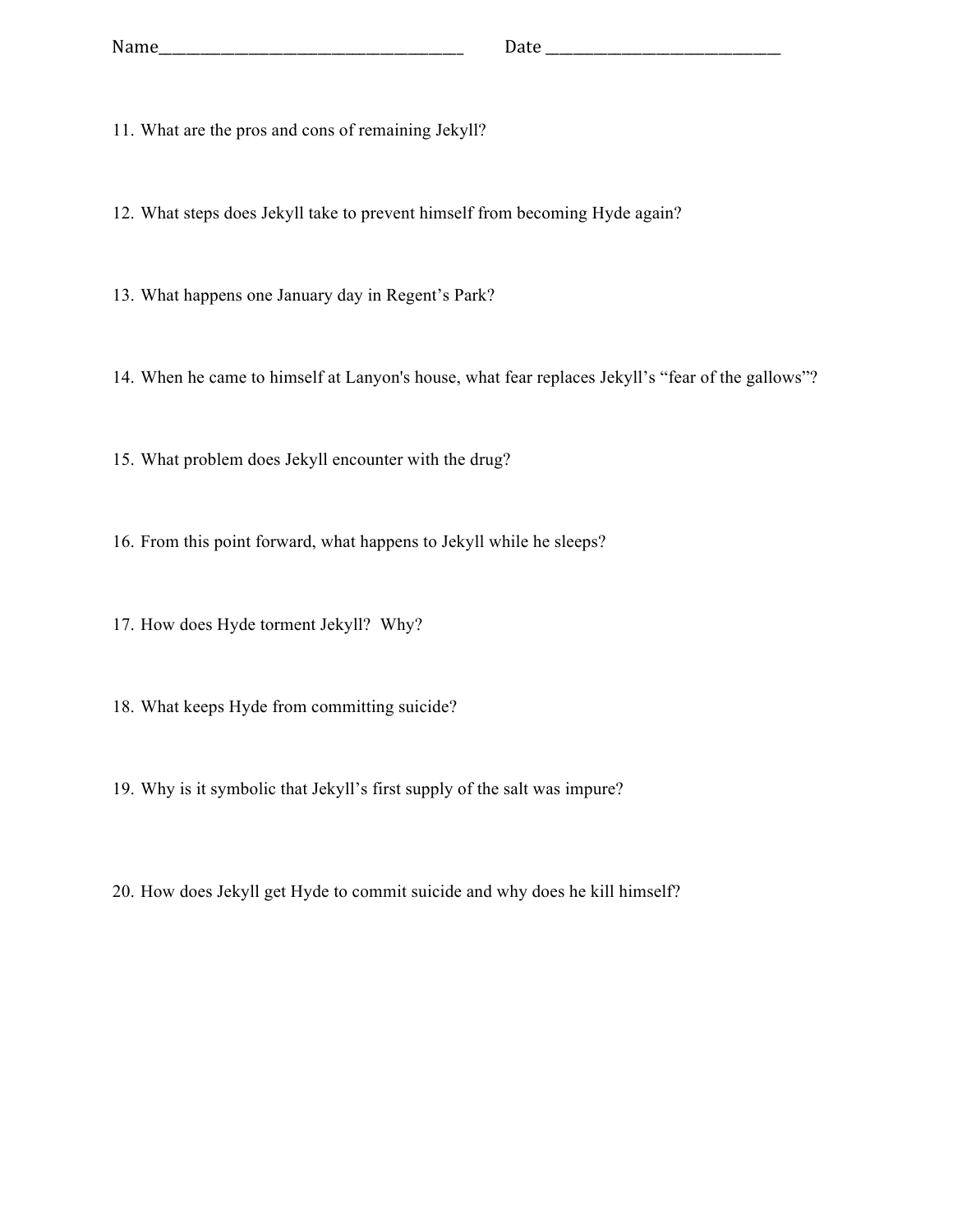Name_________________________________ Date ___________________________

11. What are the pros and cons of remaining Jekyll?

12. What steps does Jekyll take to prevent himself from becoming Hyde again?

13. What happens one January day in Regent's Park?

14. When he came to himself at Lanyon's house, what fear replaces Jekyll's "fear of the gallows"?

15. What problem does Jekyll encounter with the drug?

16. From this point forward, what happens to Jekyll while he sleeps?

17. How does Hyde torment Jekyll? Why?

18. What keeps Hyde from committing suicide?

19. Why is it symbolic that Jekyll's first supply of the salt was impure?

20. How does Jekyll get Hyde to commit suicide and why does he kill himself?